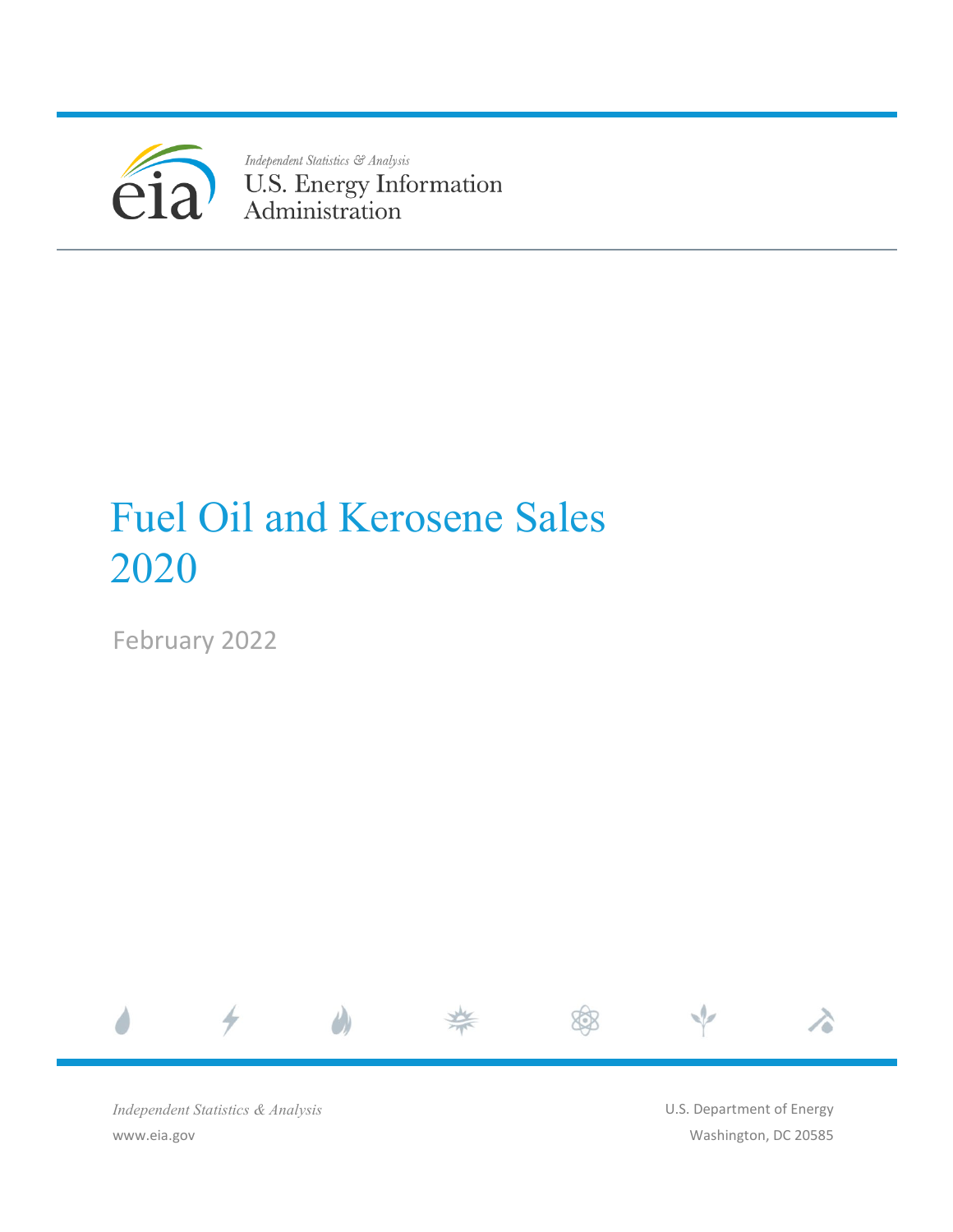*Independent Statistics & Analysis*

U.S. Energy Information Administration

# Fuel Oil and Kerosene Sales 2020

February 2022

*Independent Statistics & Analysis*

www.eia.gov

U.S. Department of Energy

Washington, DC 20585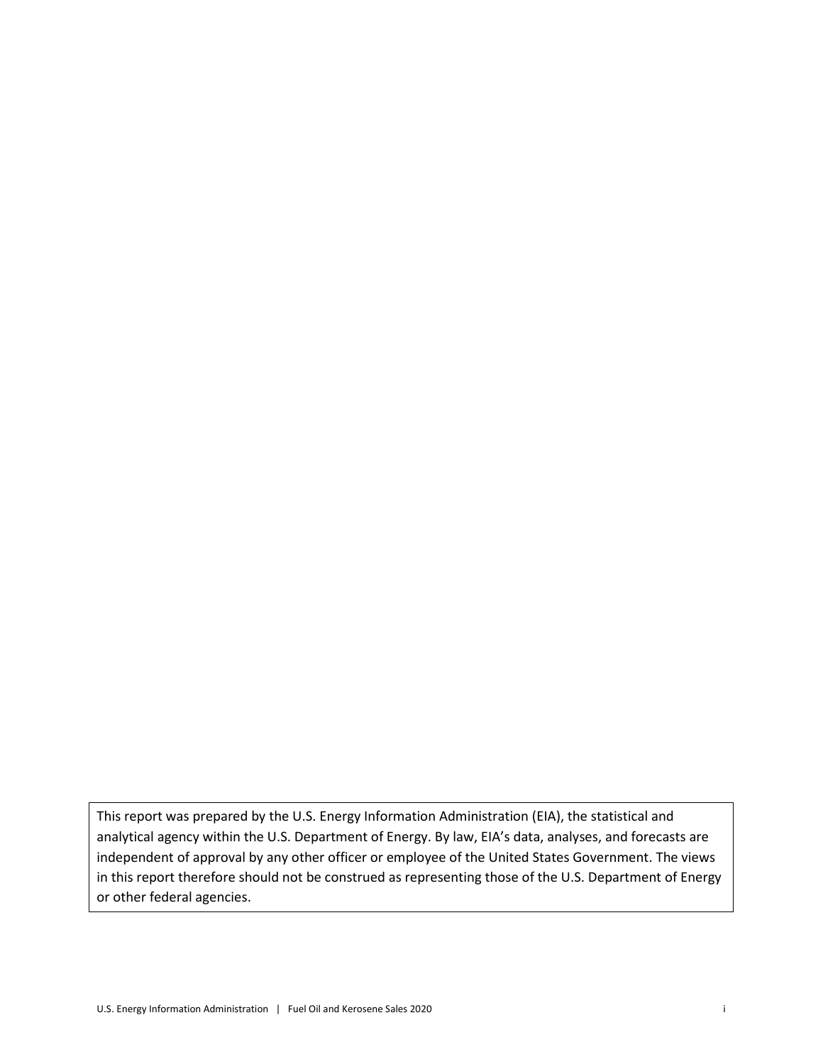This report was prepared by the U.S. Energy Information Administration (EIA), the statistical and analytical agency within the U.S. Department of Energy. By law, EIA's data, analyses, and forecasts are independent of approval by any other officer or employee of the United States Government. The views in this report therefore should not be construed as representing those of the U.S. Department of Energy or other federal agencies.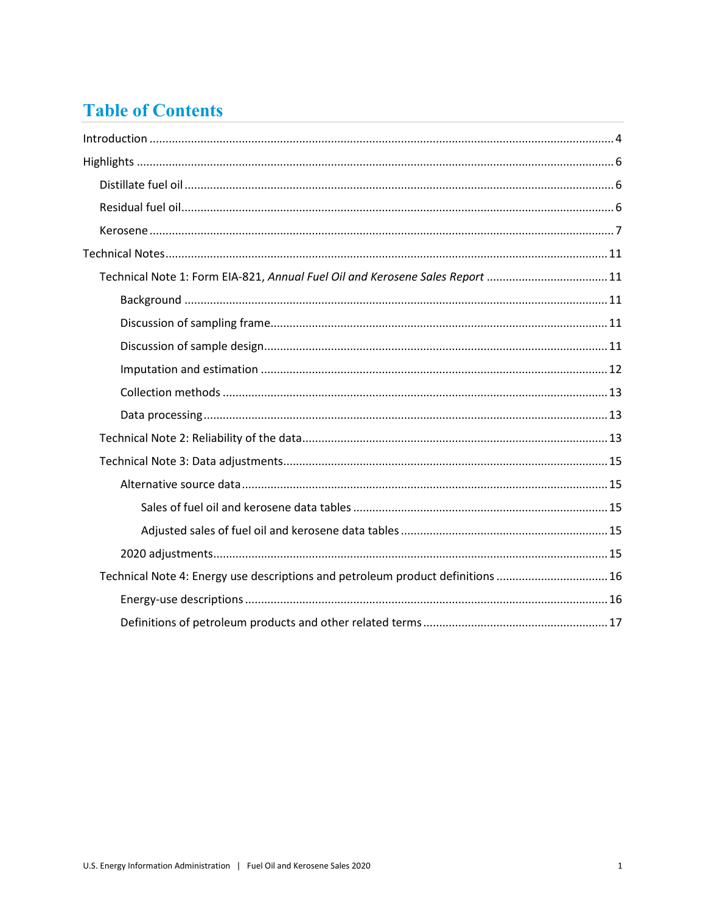# Table of Contents

Introduction ....................................................................................................................................... 4

Highlights .......................................................................................................................................... 6

- Distillate fuel oil ............................................................................................................................ 6
- Residual fuel oil............................................................................................................................. 6
- Kerosene ....................................................................................................................................... 7

Technical Notes................................................................................................................................ 11

- Technical Note 1: Form EIA-821, *Annual Fuel Oil and Kerosene Sales Report* ...................................... 11
  - Background ............................................................................................................................ 11
  - Discussion of sampling frame................................................................................................... 11
  - Discussion of sample design..................................................................................................... 11
  - Imputation and estimation ...................................................................................................... 12
  - Collection methods ................................................................................................................. 13
  - Data processing....................................................................................................................... 13
- Technical Note 2: Reliability of the data.......................................................................................... 13
- Technical Note 3: Data adjustments................................................................................................ 15
  - Alternative source data............................................................................................................ 15
    - Sales of fuel oil and kerosene data tables .............................................................................. 15
    - Adjusted sales of fuel oil and kerosene data tables ................................................................ 15
  - 2020 adjustments..................................................................................................................... 15
- Technical Note 4: Energy use descriptions and petroleum product definitions .................................. 16
  - Energy-use descriptions ........................................................................................................... 16
  - Definitions of petroleum products and other related terms ......................................................... 17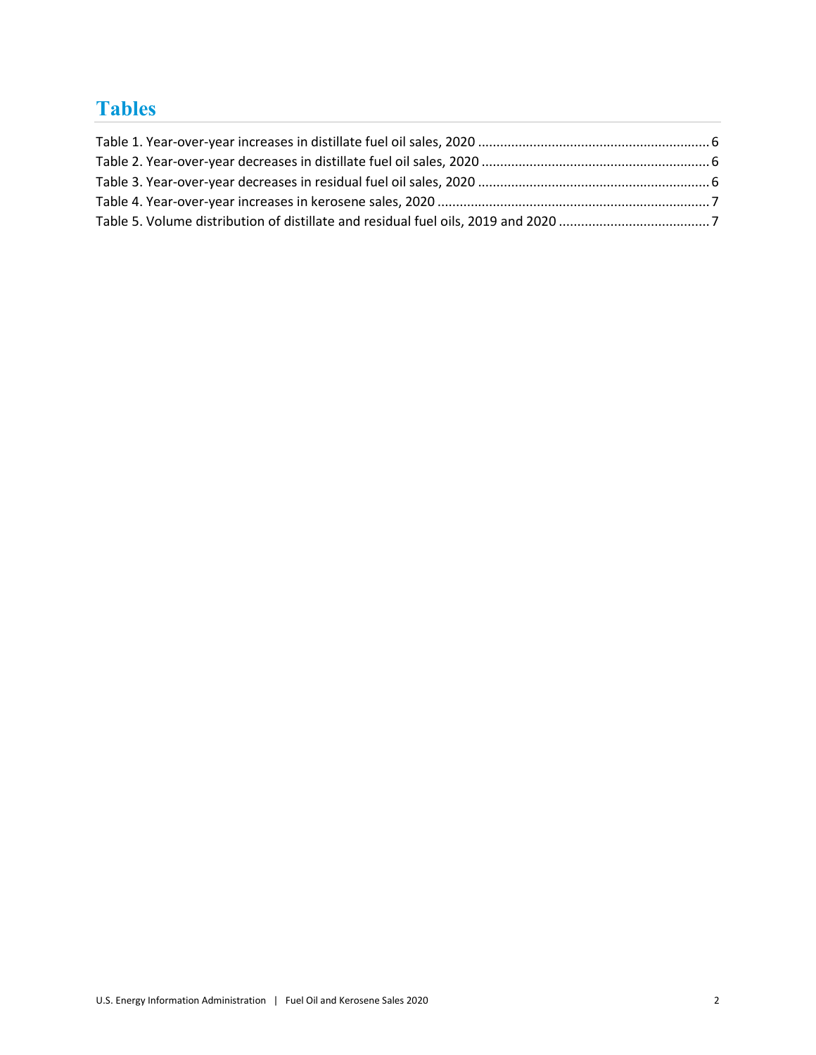# Tables

Table 1. Year-over-year increases in distillate fuel oil sales, 2020 .............................................................. 6
Table 2. Year-over-year decreases in distillate fuel oil sales, 2020 ............................................................. 6
Table 3. Year-over-year decreases in residual fuel oil sales, 2020 .............................................................. 6
Table 4. Year-over-year increases in kerosene sales, 2020 ......................................................................... 7
Table 5. Volume distribution of distillate and residual fuel oils, 2019 and 2020 ........................................ 7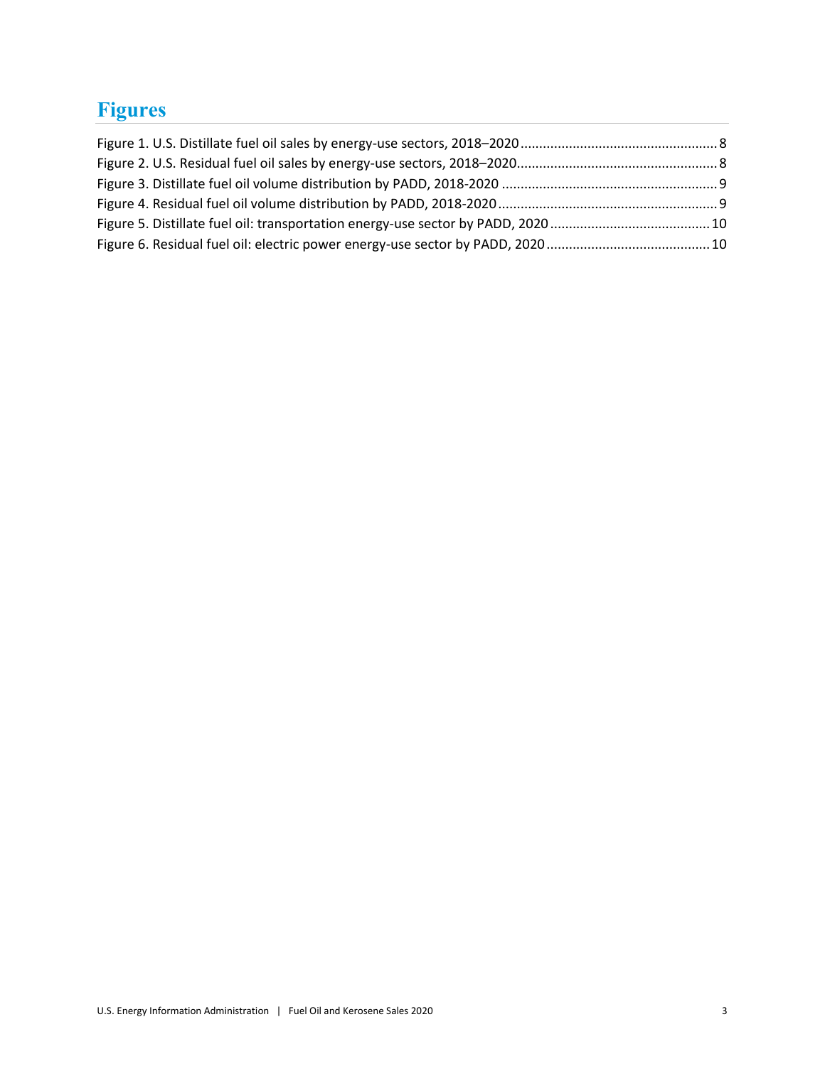# Figures

Figure 1. U.S. Distillate fuel oil sales by energy-use sectors, 2018–2020 ........ 8
Figure 2. U.S. Residual fuel oil sales by energy-use sectors, 2018–2020 ........ 8
Figure 3. Distillate fuel oil volume distribution by PADD, 2018-2020 ........ 9
Figure 4. Residual fuel oil volume distribution by PADD, 2018-2020 ........ 9
Figure 5. Distillate fuel oil: transportation energy-use sector by PADD, 2020 ........ 10
Figure 6. Residual fuel oil: electric power energy-use sector by PADD, 2020 ........ 10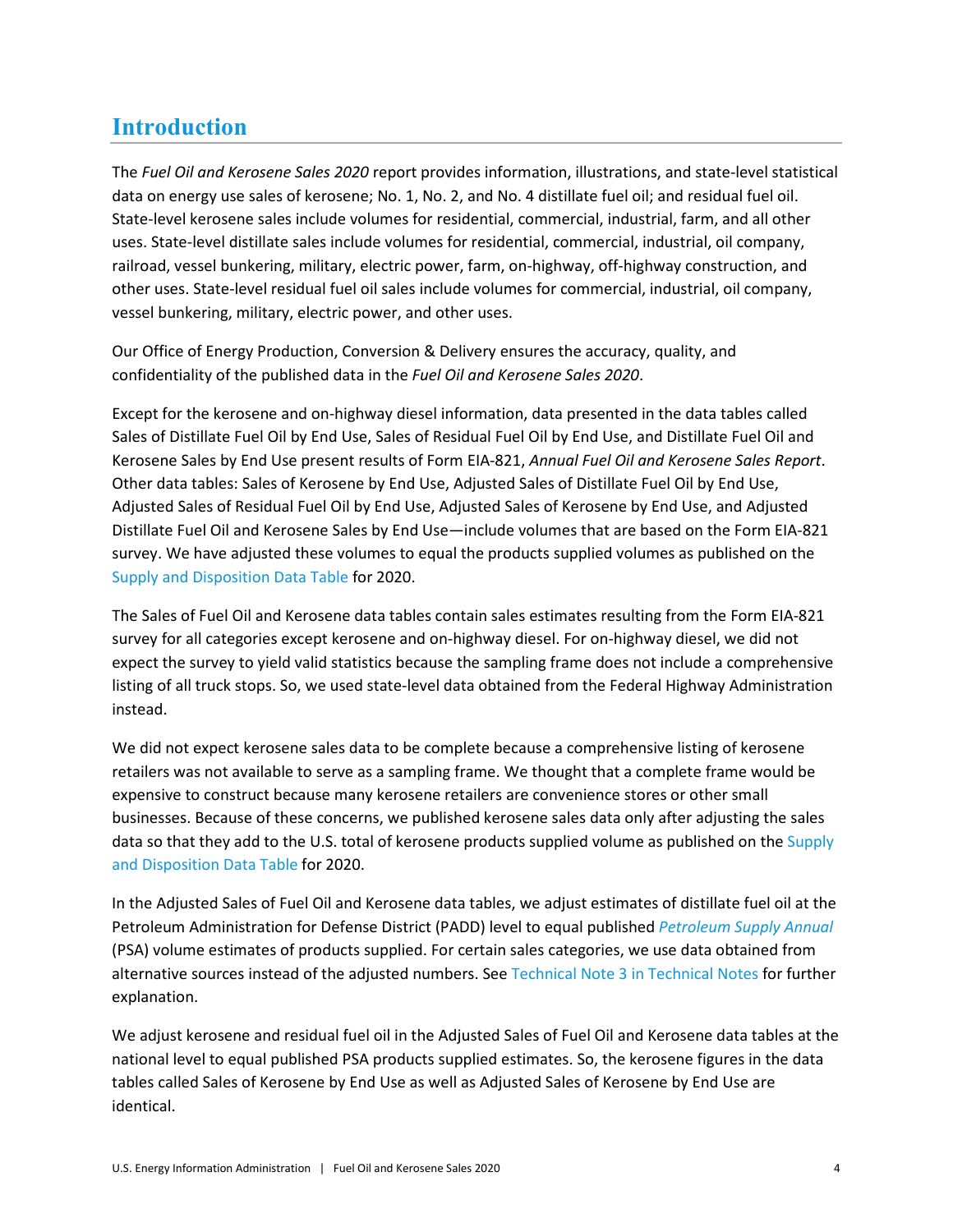## Introduction

The *Fuel Oil and Kerosene Sales 2020* report provides information, illustrations, and state-level statistical data on energy use sales of kerosene; No. 1, No. 2, and No. 4 distillate fuel oil; and residual fuel oil. State-level kerosene sales include volumes for residential, commercial, industrial, farm, and all other uses. State-level distillate sales include volumes for residential, commercial, industrial, oil company, railroad, vessel bunkering, military, electric power, farm, on-highway, off-highway construction, and other uses. State-level residual fuel oil sales include volumes for commercial, industrial, oil company, vessel bunkering, military, electric power, and other uses.

Our Office of Energy Production, Conversion & Delivery ensures the accuracy, quality, and confidentiality of the published data in the *Fuel Oil and Kerosene Sales 2020*.

Except for the kerosene and on-highway diesel information, data presented in the data tables called Sales of Distillate Fuel Oil by End Use, Sales of Residual Fuel Oil by End Use, and Distillate Fuel Oil and Kerosene Sales by End Use present results of Form EIA-821, *Annual Fuel Oil and Kerosene Sales Report*. Other data tables: Sales of Kerosene by End Use, Adjusted Sales of Distillate Fuel Oil by End Use, Adjusted Sales of Residual Fuel Oil by End Use, Adjusted Sales of Kerosene by End Use, and Adjusted Distillate Fuel Oil and Kerosene Sales by End Use—include volumes that are based on the Form EIA-821 survey. We have adjusted these volumes to equal the products supplied volumes as published on the Supply and Disposition Data Table for 2020.

The Sales of Fuel Oil and Kerosene data tables contain sales estimates resulting from the Form EIA-821 survey for all categories except kerosene and on-highway diesel. For on-highway diesel, we did not expect the survey to yield valid statistics because the sampling frame does not include a comprehensive listing of all truck stops. So, we used state-level data obtained from the Federal Highway Administration instead.

We did not expect kerosene sales data to be complete because a comprehensive listing of kerosene retailers was not available to serve as a sampling frame. We thought that a complete frame would be expensive to construct because many kerosene retailers are convenience stores or other small businesses. Because of these concerns, we published kerosene sales data only after adjusting the sales data so that they add to the U.S. total of kerosene products supplied volume as published on the Supply and Disposition Data Table for 2020.

In the Adjusted Sales of Fuel Oil and Kerosene data tables, we adjust estimates of distillate fuel oil at the Petroleum Administration for Defense District (PADD) level to equal published *Petroleum Supply Annual* (PSA) volume estimates of products supplied. For certain sales categories, we use data obtained from alternative sources instead of the adjusted numbers. See Technical Note 3 in Technical Notes for further explanation.

We adjust kerosene and residual fuel oil in the Adjusted Sales of Fuel Oil and Kerosene data tables at the national level to equal published PSA products supplied estimates. So, the kerosene figures in the data tables called Sales of Kerosene by End Use as well as Adjusted Sales of Kerosene by End Use are identical.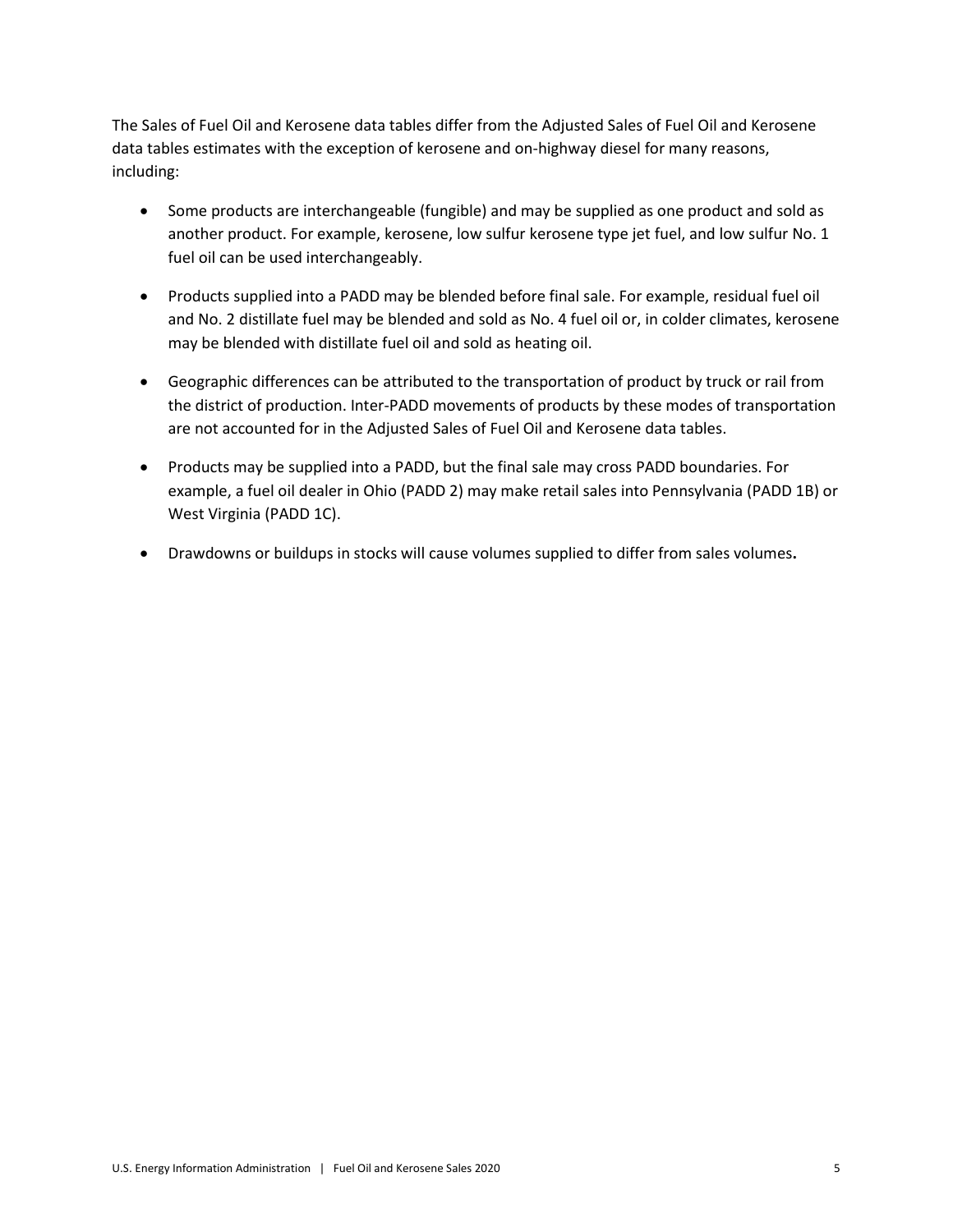The Sales of Fuel Oil and Kerosene data tables differ from the Adjusted Sales of Fuel Oil and Kerosene data tables estimates with the exception of kerosene and on-highway diesel for many reasons, including:

- Some products are interchangeable (fungible) and may be supplied as one product and sold as another product. For example, kerosene, low sulfur kerosene type jet fuel, and low sulfur No. 1 fuel oil can be used interchangeably.
- Products supplied into a PADD may be blended before final sale. For example, residual fuel oil and No. 2 distillate fuel may be blended and sold as No. 4 fuel oil or, in colder climates, kerosene may be blended with distillate fuel oil and sold as heating oil.
- Geographic differences can be attributed to the transportation of product by truck or rail from the district of production. Inter-PADD movements of products by these modes of transportation are not accounted for in the Adjusted Sales of Fuel Oil and Kerosene data tables.
- Products may be supplied into a PADD, but the final sale may cross PADD boundaries. For example, a fuel oil dealer in Ohio (PADD 2) may make retail sales into Pennsylvania (PADD 1B) or West Virginia (PADD 1C).
- Drawdowns or buildups in stocks will cause volumes supplied to differ from sales volumes**.**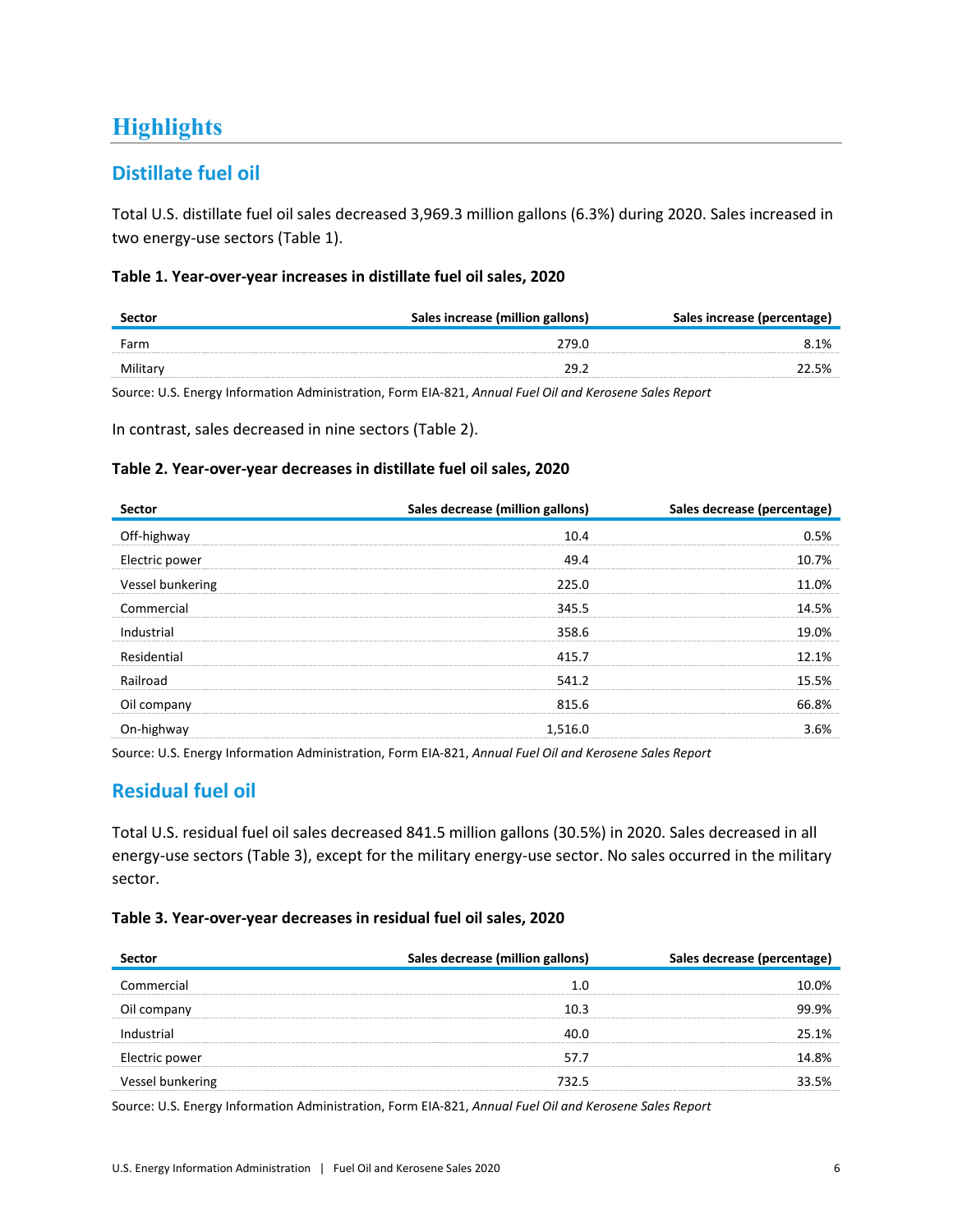# Highlights

## Distillate fuel oil

Total U.S. distillate fuel oil sales decreased 3,969.3 million gallons (6.3%) during 2020. Sales increased in two energy-use sectors (Table 1).

**Table 1. Year-over-year increases in distillate fuel oil sales, 2020**

| Sector | Sales increase (million gallons) | Sales increase (percentage) |
|---|---|---|
| Farm | 279.0 | 8.1% |
| Military | 29.2 | 22.5% |

Source: U.S. Energy Information Administration, Form EIA-821, *Annual Fuel Oil and Kerosene Sales Report*

In contrast, sales decreased in nine sectors (Table 2).

**Table 2. Year-over-year decreases in distillate fuel oil sales, 2020**

| Sector | Sales decrease (million gallons) | Sales decrease (percentage) |
|---|---|---|
| Off-highway | 10.4 | 0.5% |
| Electric power | 49.4 | 10.7% |
| Vessel bunkering | 225.0 | 11.0% |
| Commercial | 345.5 | 14.5% |
| Industrial | 358.6 | 19.0% |
| Residential | 415.7 | 12.1% |
| Railroad | 541.2 | 15.5% |
| Oil company | 815.6 | 66.8% |
| On-highway | 1,516.0 | 3.6% |

Source: U.S. Energy Information Administration, Form EIA-821, *Annual Fuel Oil and Kerosene Sales Report*

## Residual fuel oil

Total U.S. residual fuel oil sales decreased 841.5 million gallons (30.5%) in 2020. Sales decreased in all energy-use sectors (Table 3), except for the military energy-use sector. No sales occurred in the military sector.

**Table 3. Year-over-year decreases in residual fuel oil sales, 2020**

| Sector | Sales decrease (million gallons) | Sales decrease (percentage) |
|---|---|---|
| Commercial | 1.0 | 10.0% |
| Oil company | 10.3 | 99.9% |
| Industrial | 40.0 | 25.1% |
| Electric power | 57.7 | 14.8% |
| Vessel bunkering | 732.5 | 33.5% |

Source: U.S. Energy Information Administration, Form EIA-821, *Annual Fuel Oil and Kerosene Sales Report*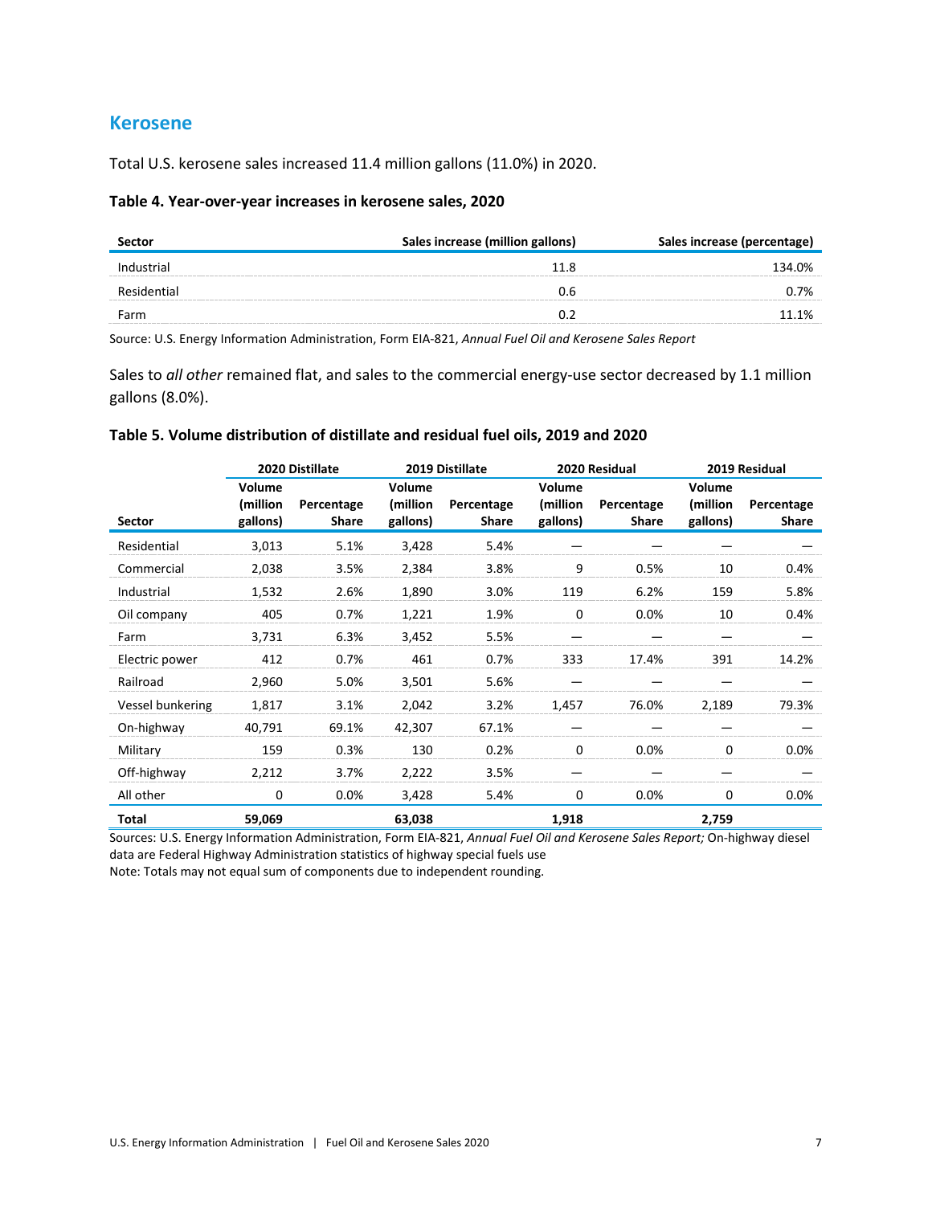## Kerosene

Total U.S. kerosene sales increased 11.4 million gallons (11.0%) in 2020.

**Table 4. Year-over-year increases in kerosene sales, 2020**

| Sector | Sales increase (million gallons) | Sales increase (percentage) |
|---|---|---|
| Industrial | 11.8 | 134.0% |
| Residential | 0.6 | 0.7% |
| Farm | 0.2 | 11.1% |

Source: U.S. Energy Information Administration, Form EIA-821, *Annual Fuel Oil and Kerosene Sales Report*

Sales to *all other* remained flat, and sales to the commercial energy-use sector decreased by 1.1 million gallons (8.0%).

**Table 5. Volume distribution of distillate and residual fuel oils, 2019 and 2020**

| | 2020 Distillate | | 2019 Distillate | | 2020 Residual | | 2019 Residual | |
|---|---|---|---|---|---|---|---|---|
| Sector | Volume (million gallons) | Percentage Share | Volume (million gallons) | Percentage Share | Volume (million gallons) | Percentage Share | Volume (million gallons) | Percentage Share |
| Residential | 3,013 | 5.1% | 3,428 | 5.4% | — | — | — | — |
| Commercial | 2,038 | 3.5% | 2,384 | 3.8% | 9 | 0.5% | 10 | 0.4% |
| Industrial | 1,532 | 2.6% | 1,890 | 3.0% | 119 | 6.2% | 159 | 5.8% |
| Oil company | 405 | 0.7% | 1,221 | 1.9% | 0 | 0.0% | 10 | 0.4% |
| Farm | 3,731 | 6.3% | 3,452 | 5.5% | — | — | — | — |
| Electric power | 412 | 0.7% | 461 | 0.7% | 333 | 17.4% | 391 | 14.2% |
| Railroad | 2,960 | 5.0% | 3,501 | 5.6% | — | — | — | — |
| Vessel bunkering | 1,817 | 3.1% | 2,042 | 3.2% | 1,457 | 76.0% | 2,189 | 79.3% |
| On-highway | 40,791 | 69.1% | 42,307 | 67.1% | — | — | — | — |
| Military | 159 | 0.3% | 130 | 0.2% | 0 | 0.0% | 0 | 0.0% |
| Off-highway | 2,212 | 3.7% | 2,222 | 3.5% | — | — | — | — |
| All other | 0 | 0.0% | 3,428 | 5.4% | 0 | 0.0% | 0 | 0.0% |
| **Total** | **59,069** | | **63,038** | | **1,918** | | **2,759** | |

Sources: U.S. Energy Information Administration, Form EIA-821, *Annual Fuel Oil and Kerosene Sales Report;* On-highway diesel data are Federal Highway Administration statistics of highway special fuels use

Note: Totals may not equal sum of components due to independent rounding.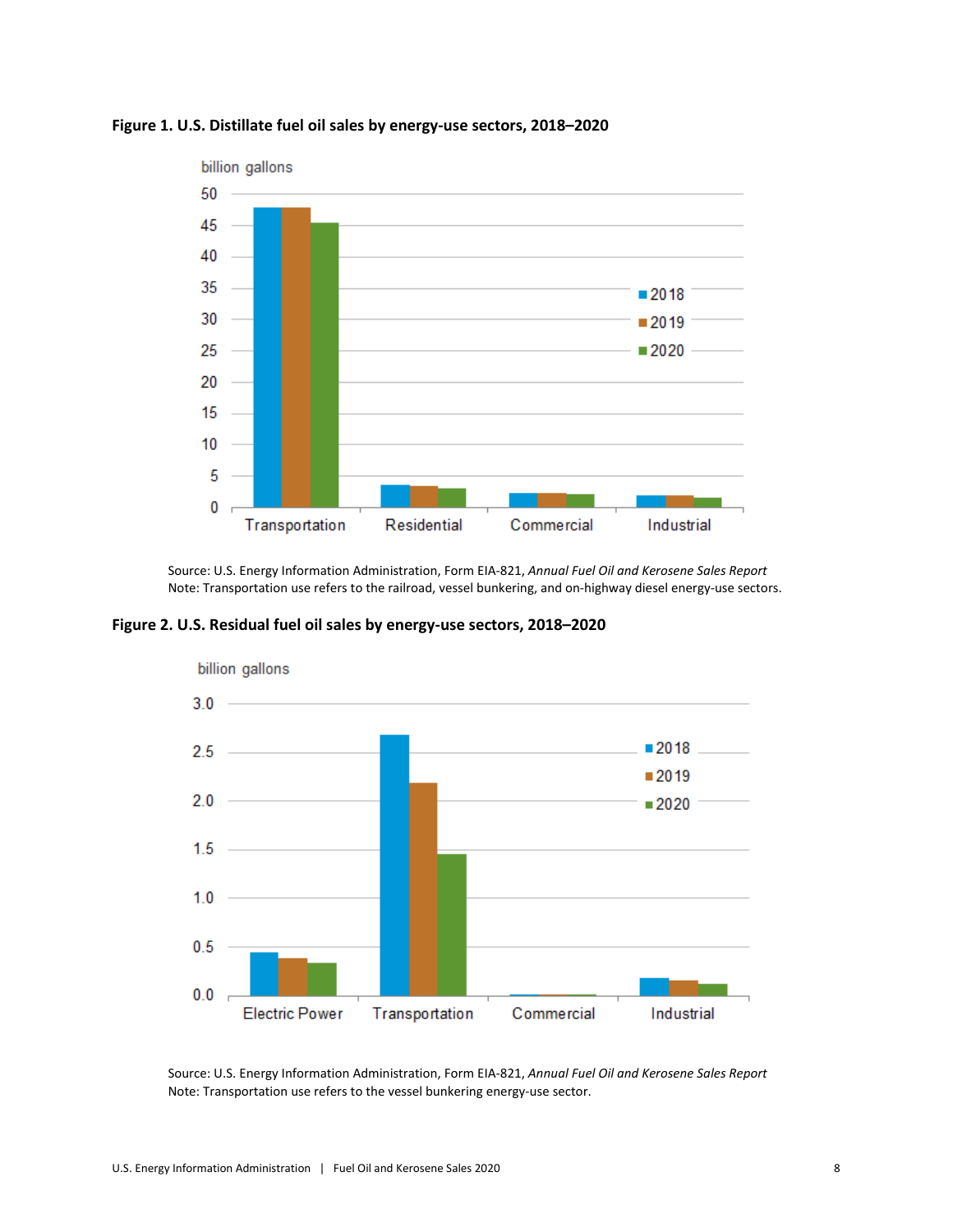**Figure 1. U.S. Distillate fuel oil sales by energy-use sectors, 2018–2020**

Source: U.S. Energy Information Administration, Form EIA-821, *Annual Fuel Oil and Kerosene Sales Report*
Note: Transportation use refers to the railroad, vessel bunkering, and on-highway diesel energy-use sectors.

**Figure 2. U.S. Residual fuel oil sales by energy-use sectors, 2018–2020**

Source: U.S. Energy Information Administration, Form EIA-821, *Annual Fuel Oil and Kerosene Sales Report*
Note: Transportation use refers to the vessel bunkering energy-use sector.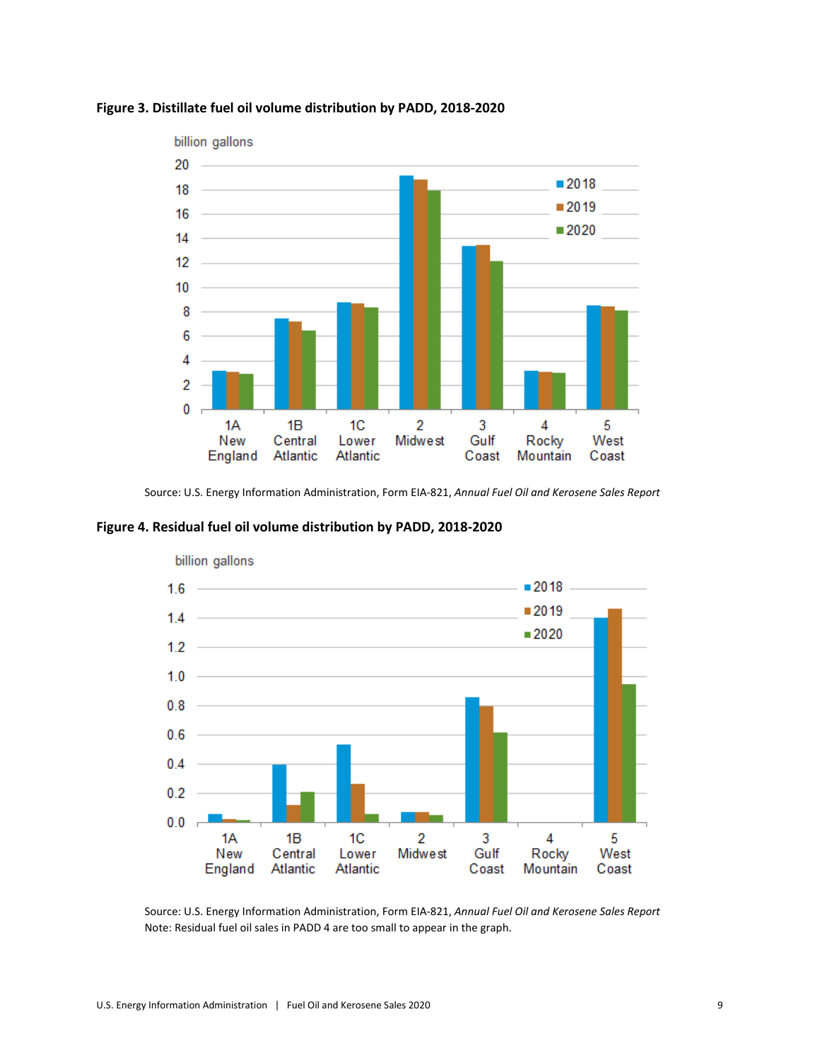**Figure 3. Distillate fuel oil volume distribution by PADD, 2018-2020**

Source: U.S. Energy Information Administration, Form EIA-821, *Annual Fuel Oil and Kerosene Sales Report*

**Figure 4. Residual fuel oil volume distribution by PADD, 2018-2020**

Source: U.S. Energy Information Administration, Form EIA-821, *Annual Fuel Oil and Kerosene Sales Report*
Note: Residual fuel oil sales in PADD 4 are too small to appear in the graph.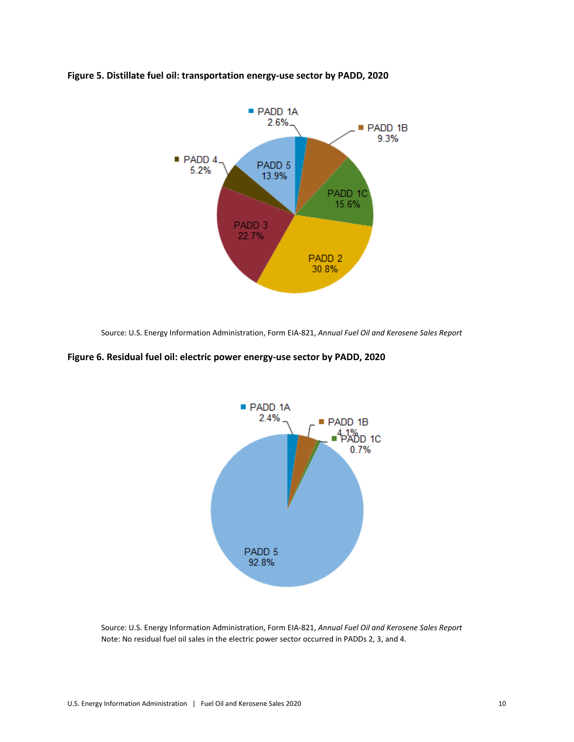**Figure 5. Distillate fuel oil: transportation energy-use sector by PADD, 2020**

PADD 1A 2.6%
PADD 1B 9.3%
PADD 1C 15.6%
PADD 2 30.8%
PADD 3 22.7%
PADD 4 5.2%
PADD 5 13.9%

Source: U.S. Energy Information Administration, Form EIA-821, *Annual Fuel Oil and Kerosene Sales Report*

**Figure 6. Residual fuel oil: electric power energy-use sector by PADD, 2020**

PADD 1A 2.4%
PADD 1B 4.1%
PADD 1C 0.7%
PADD 5 92.8%

Source: U.S. Energy Information Administration, Form EIA-821, *Annual Fuel Oil and Kerosene Sales Report*
Note: No residual fuel oil sales in the electric power sector occurred in PADDs 2, 3, and 4.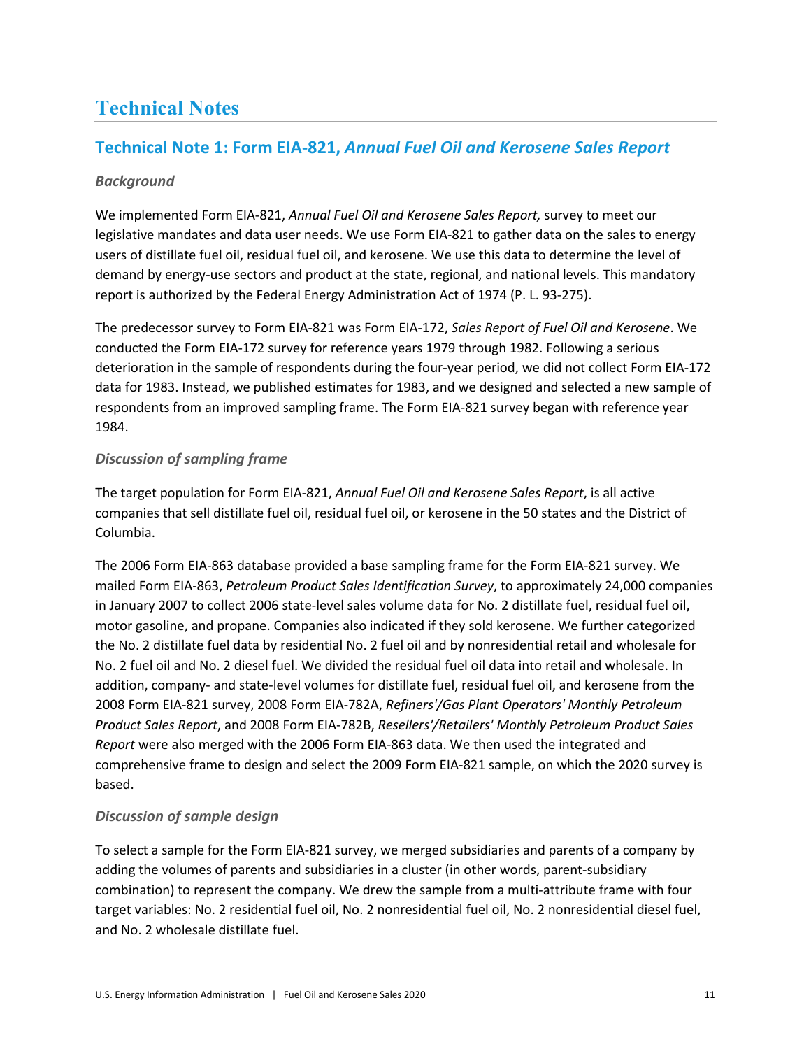# Technical Notes

## Technical Note 1: Form EIA-821, *Annual Fuel Oil and Kerosene Sales Report*

### *Background*

We implemented Form EIA-821, *Annual Fuel Oil and Kerosene Sales Report,* survey to meet our legislative mandates and data user needs. We use Form EIA-821 to gather data on the sales to energy users of distillate fuel oil, residual fuel oil, and kerosene. We use this data to determine the level of demand by energy-use sectors and product at the state, regional, and national levels. This mandatory report is authorized by the Federal Energy Administration Act of 1974 (P. L. 93-275).

The predecessor survey to Form EIA-821 was Form EIA-172, *Sales Report of Fuel Oil and Kerosene*. We conducted the Form EIA-172 survey for reference years 1979 through 1982. Following a serious deterioration in the sample of respondents during the four-year period, we did not collect Form EIA-172 data for 1983. Instead, we published estimates for 1983, and we designed and selected a new sample of respondents from an improved sampling frame. The Form EIA-821 survey began with reference year 1984.

### *Discussion of sampling frame*

The target population for Form EIA-821, *Annual Fuel Oil and Kerosene Sales Report*, is all active companies that sell distillate fuel oil, residual fuel oil, or kerosene in the 50 states and the District of Columbia.

The 2006 Form EIA-863 database provided a base sampling frame for the Form EIA-821 survey. We mailed Form EIA-863, *Petroleum Product Sales Identification Survey*, to approximately 24,000 companies in January 2007 to collect 2006 state-level sales volume data for No. 2 distillate fuel, residual fuel oil, motor gasoline, and propane. Companies also indicated if they sold kerosene. We further categorized the No. 2 distillate fuel data by residential No. 2 fuel oil and by nonresidential retail and wholesale for No. 2 fuel oil and No. 2 diesel fuel. We divided the residual fuel oil data into retail and wholesale. In addition, company- and state-level volumes for distillate fuel, residual fuel oil, and kerosene from the 2008 Form EIA-821 survey, 2008 Form EIA-782A, *Refiners'/Gas Plant Operators' Monthly Petroleum Product Sales Report*, and 2008 Form EIA-782B, *Resellers'/Retailers' Monthly Petroleum Product Sales Report* were also merged with the 2006 Form EIA-863 data. We then used the integrated and comprehensive frame to design and select the 2009 Form EIA-821 sample, on which the 2020 survey is based.

### *Discussion of sample design*

To select a sample for the Form EIA-821 survey, we merged subsidiaries and parents of a company by adding the volumes of parents and subsidiaries in a cluster (in other words, parent-subsidiary combination) to represent the company. We drew the sample from a multi-attribute frame with four target variables: No. 2 residential fuel oil, No. 2 nonresidential fuel oil, No. 2 nonresidential diesel fuel, and No. 2 wholesale distillate fuel.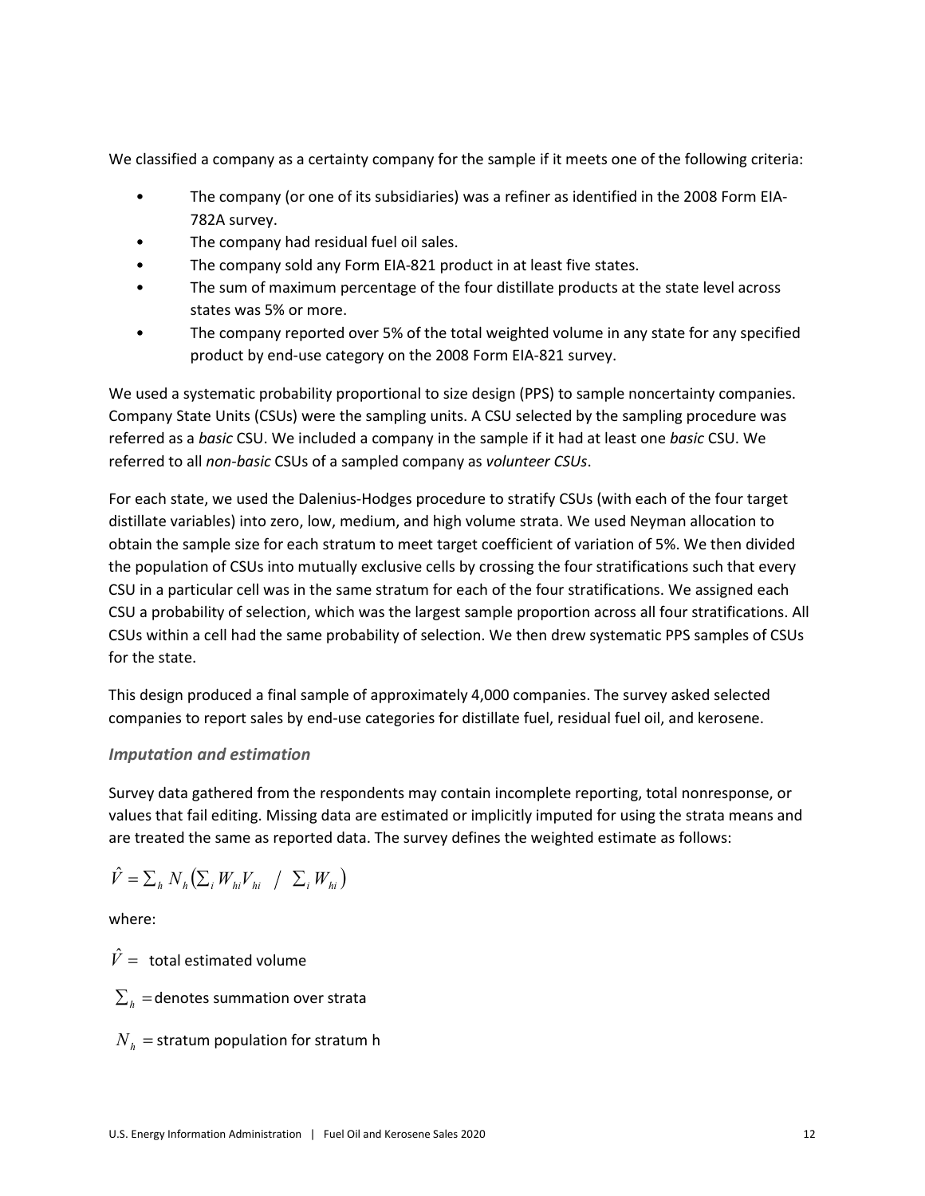We classified a company as a certainty company for the sample if it meets one of the following criteria:

- The company (or one of its subsidiaries) was a refiner as identified in the 2008 Form EIA-782A survey.
- The company had residual fuel oil sales.
- The company sold any Form EIA-821 product in at least five states.
- The sum of maximum percentage of the four distillate products at the state level across states was 5% or more.
- The company reported over 5% of the total weighted volume in any state for any specified product by end-use category on the 2008 Form EIA-821 survey.

We used a systematic probability proportional to size design (PPS) to sample noncertainty companies. Company State Units (CSUs) were the sampling units. A CSU selected by the sampling procedure was referred as a *basic* CSU. We included a company in the sample if it had at least one *basic* CSU. We referred to all *non-basic* CSUs of a sampled company as *volunteer CSUs*.

For each state, we used the Dalenius-Hodges procedure to stratify CSUs (with each of the four target distillate variables) into zero, low, medium, and high volume strata. We used Neyman allocation to obtain the sample size for each stratum to meet target coefficient of variation of 5%. We then divided the population of CSUs into mutually exclusive cells by crossing the four stratifications such that every CSU in a particular cell was in the same stratum for each of the four stratifications. We assigned each CSU a probability of selection, which was the largest sample proportion across all four stratifications. All CSUs within a cell had the same probability of selection. We then drew systematic PPS samples of CSUs for the state.

This design produced a final sample of approximately 4,000 companies. The survey asked selected companies to report sales by end-use categories for distillate fuel, residual fuel oil, and kerosene.

### *Imputation and estimation*

Survey data gathered from the respondents may contain incomplete reporting, total nonresponse, or values that fail editing. Missing data are estimated or implicitly imputed for using the strata means and are treated the same as reported data. The survey defines the weighted estimate as follows:

$$\hat{V} = \sum_h N_h \left( \sum_i W_{hi} V_{hi} \ / \ \sum_i W_{hi} \right)$$

where:

$\hat{V} =$ total estimated volume

$\sum_h =$ denotes summation over strata

$N_h =$ stratum population for stratum h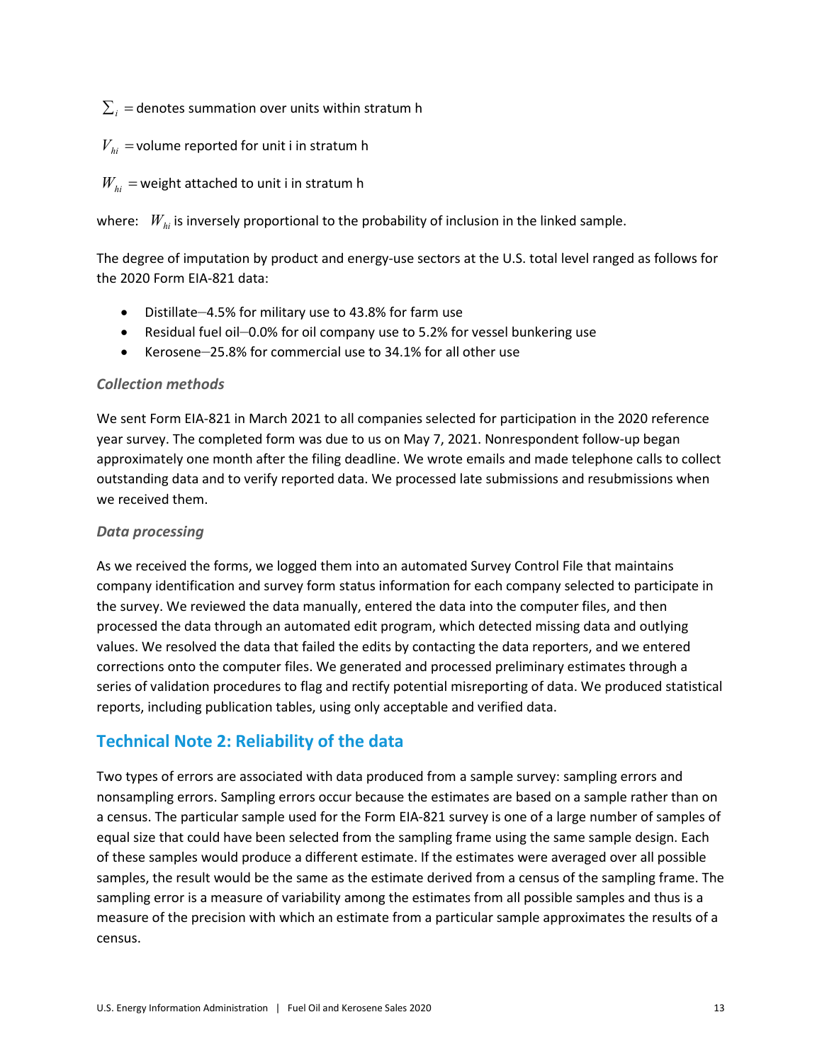$\sum_i$ = denotes summation over units within stratum h

$V_{hi}$ = volume reported for unit i in stratum h

$W_{hi}$ = weight attached to unit i in stratum h

where: $W_{hi}$ is inversely proportional to the probability of inclusion in the linked sample.

The degree of imputation by product and energy-use sectors at the U.S. total level ranged as follows for the 2020 Form EIA-821 data:

- Distillate—4.5% for military use to 43.8% for farm use
- Residual fuel oil—0.0% for oil company use to 5.2% for vessel bunkering use
- Kerosene—25.8% for commercial use to 34.1% for all other use

### *Collection methods*

We sent Form EIA-821 in March 2021 to all companies selected for participation in the 2020 reference year survey. The completed form was due to us on May 7, 2021. Nonrespondent follow-up began approximately one month after the filing deadline. We wrote emails and made telephone calls to collect outstanding data and to verify reported data. We processed late submissions and resubmissions when we received them.

### *Data processing*

As we received the forms, we logged them into an automated Survey Control File that maintains company identification and survey form status information for each company selected to participate in the survey. We reviewed the data manually, entered the data into the computer files, and then processed the data through an automated edit program, which detected missing data and outlying values. We resolved the data that failed the edits by contacting the data reporters, and we entered corrections onto the computer files. We generated and processed preliminary estimates through a series of validation procedures to flag and rectify potential misreporting of data. We produced statistical reports, including publication tables, using only acceptable and verified data.

## Technical Note 2: Reliability of the data

Two types of errors are associated with data produced from a sample survey: sampling errors and nonsampling errors. Sampling errors occur because the estimates are based on a sample rather than on a census. The particular sample used for the Form EIA-821 survey is one of a large number of samples of equal size that could have been selected from the sampling frame using the same sample design. Each of these samples would produce a different estimate. If the estimates were averaged over all possible samples, the result would be the same as the estimate derived from a census of the sampling frame. The sampling error is a measure of variability among the estimates from all possible samples and thus is a measure of the precision with which an estimate from a particular sample approximates the results of a census.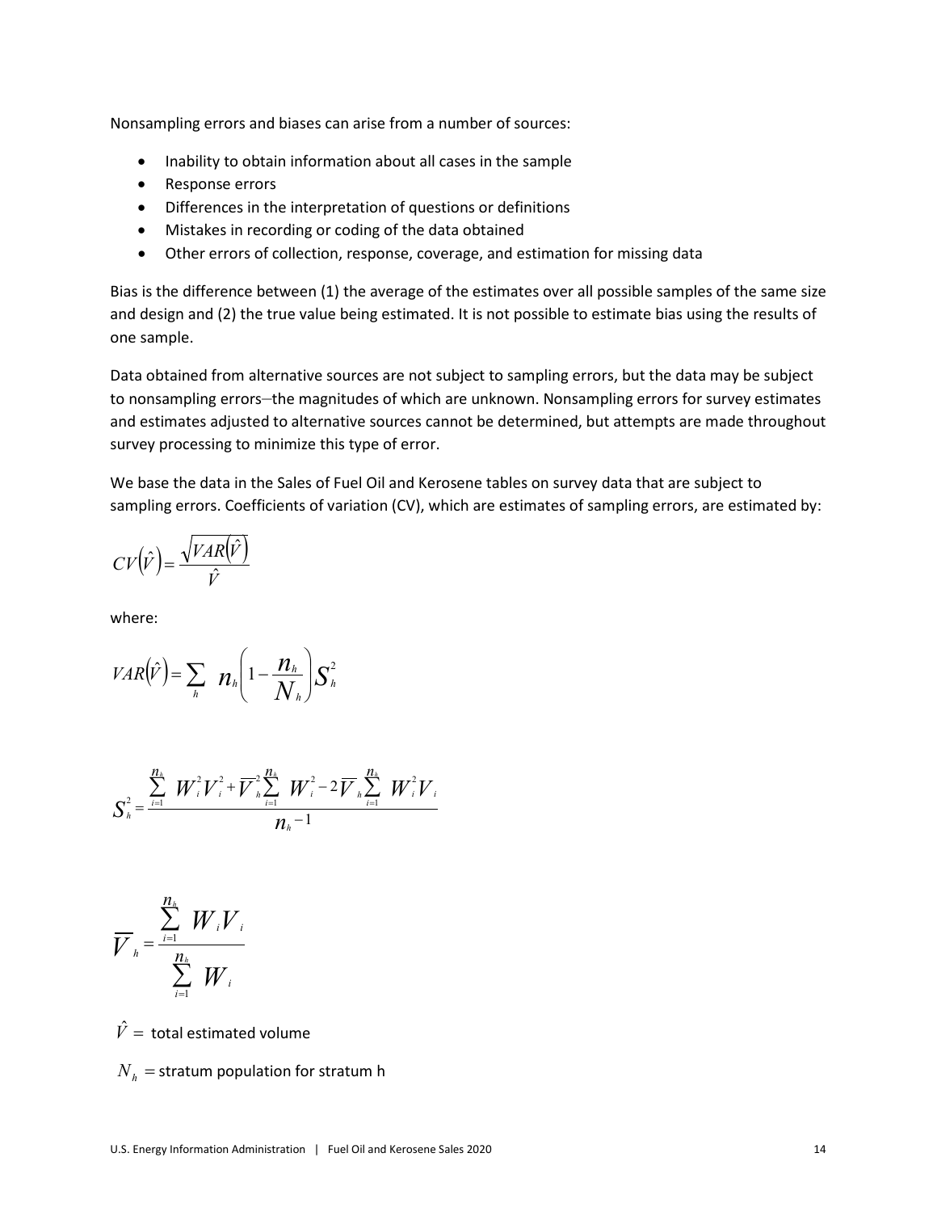Nonsampling errors and biases can arise from a number of sources:

- Inability to obtain information about all cases in the sample
- Response errors
- Differences in the interpretation of questions or definitions
- Mistakes in recording or coding of the data obtained
- Other errors of collection, response, coverage, and estimation for missing data

Bias is the difference between (1) the average of the estimates over all possible samples of the same size and design and (2) the true value being estimated. It is not possible to estimate bias using the results of one sample.

Data obtained from alternative sources are not subject to sampling errors, but the data may be subject to nonsampling errors—the magnitudes of which are unknown. Nonsampling errors for survey estimates and estimates adjusted to alternative sources cannot be determined, but attempts are made throughout survey processing to minimize this type of error.

We base the data in the Sales of Fuel Oil and Kerosene tables on survey data that are subject to sampling errors. Coefficients of variation (CV), which are estimates of sampling errors, are estimated by:

$$CV\left(\hat{V}\right) = \frac{\sqrt{VAR\left(\hat{V}\right)}}{\hat{V}}$$

where:

$$VAR\left(\hat{V}\right) = \sum_{h} n_h \left(1 - \frac{n_h}{N_h}\right) S_h^2$$

$$S_h^2 = \frac{\sum_{i=1}^{n_h} W_i^2 V_i^2 + \overline{V}_h^2 \sum_{i=1}^{n_h} W_i^2 - 2\overline{V}_h \sum_{i=1}^{n_h} W_i^2 V_i}{n_h - 1}$$

$$\overline{V}_h = \frac{\sum_{i=1}^{n_h} W_i V_i}{\sum_{i=1}^{n_h} W_i}$$

$\hat{V} =$ total estimated volume

$N_h =$ stratum population for stratum h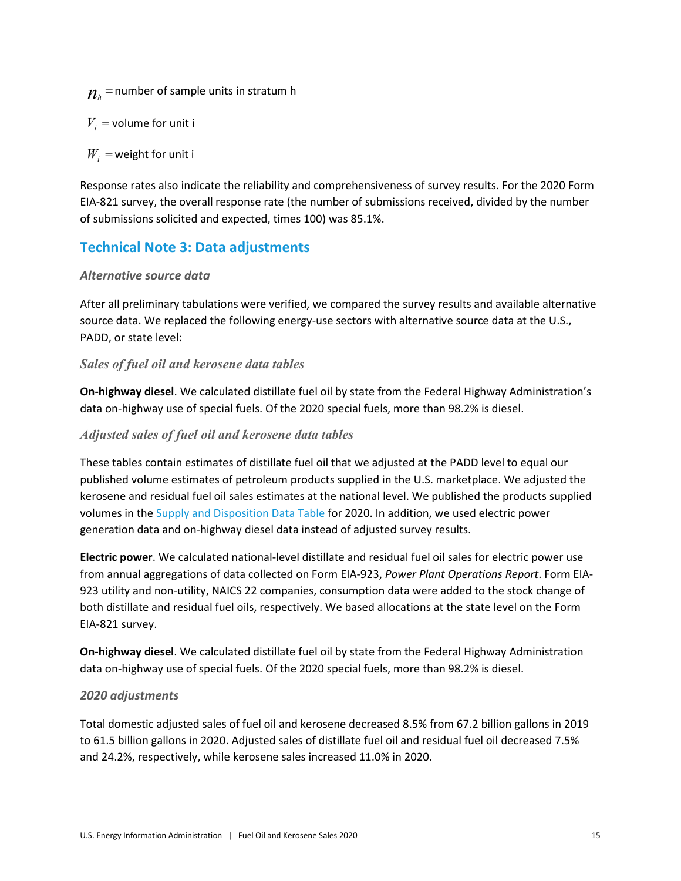$n_h$ = number of sample units in stratum h

$V_i$ = volume for unit i

$W_i$ = weight for unit i

Response rates also indicate the reliability and comprehensiveness of survey results. For the 2020 Form EIA-821 survey, the overall response rate (the number of submissions received, divided by the number of submissions solicited and expected, times 100) was 85.1%.

## Technical Note 3: Data adjustments

### *Alternative source data*

After all preliminary tabulations were verified, we compared the survey results and available alternative source data. We replaced the following energy-use sectors with alternative source data at the U.S., PADD, or state level:

#### *Sales of fuel oil and kerosene data tables*

**On-highway diesel**. We calculated distillate fuel oil by state from the Federal Highway Administration's data on-highway use of special fuels. Of the 2020 special fuels, more than 98.2% is diesel.

#### *Adjusted sales of fuel oil and kerosene data tables*

These tables contain estimates of distillate fuel oil that we adjusted at the PADD level to equal our published volume estimates of petroleum products supplied in the U.S. marketplace. We adjusted the kerosene and residual fuel oil sales estimates at the national level. We published the products supplied volumes in the Supply and Disposition Data Table for 2020. In addition, we used electric power generation data and on-highway diesel data instead of adjusted survey results.

**Electric power**. We calculated national-level distillate and residual fuel oil sales for electric power use from annual aggregations of data collected on Form EIA-923, *Power Plant Operations Report*. Form EIA-923 utility and non-utility, NAICS 22 companies, consumption data were added to the stock change of both distillate and residual fuel oils, respectively. We based allocations at the state level on the Form EIA-821 survey.

**On-highway diesel**. We calculated distillate fuel oil by state from the Federal Highway Administration data on-highway use of special fuels. Of the 2020 special fuels, more than 98.2% is diesel.

### *2020 adjustments*

Total domestic adjusted sales of fuel oil and kerosene decreased 8.5% from 67.2 billion gallons in 2019 to 61.5 billion gallons in 2020. Adjusted sales of distillate fuel oil and residual fuel oil decreased 7.5% and 24.2%, respectively, while kerosene sales increased 11.0% in 2020.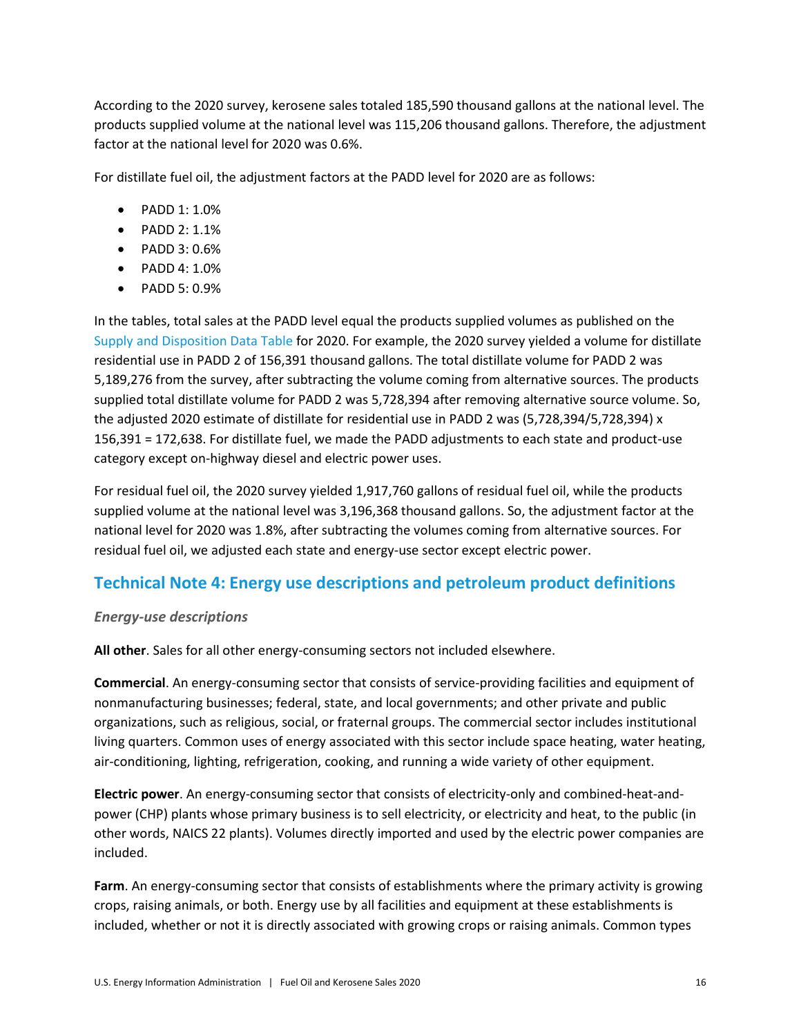According to the 2020 survey, kerosene sales totaled 185,590 thousand gallons at the national level. The products supplied volume at the national level was 115,206 thousand gallons. Therefore, the adjustment factor at the national level for 2020 was 0.6%.

For distillate fuel oil, the adjustment factors at the PADD level for 2020 are as follows:

- PADD 1: 1.0%
- PADD 2: 1.1%
- PADD 3: 0.6%
- PADD 4: 1.0%
- PADD 5: 0.9%

In the tables, total sales at the PADD level equal the products supplied volumes as published on the Supply and Disposition Data Table for 2020. For example, the 2020 survey yielded a volume for distillate residential use in PADD 2 of 156,391 thousand gallons. The total distillate volume for PADD 2 was 5,189,276 from the survey, after subtracting the volume coming from alternative sources. The products supplied total distillate volume for PADD 2 was 5,728,394 after removing alternative source volume. So, the adjusted 2020 estimate of distillate for residential use in PADD 2 was (5,728,394/5,728,394) x 156,391 = 172,638. For distillate fuel, we made the PADD adjustments to each state and product-use category except on-highway diesel and electric power uses.

For residual fuel oil, the 2020 survey yielded 1,917,760 gallons of residual fuel oil, while the products supplied volume at the national level was 3,196,368 thousand gallons. So, the adjustment factor at the national level for 2020 was 1.8%, after subtracting the volumes coming from alternative sources. For residual fuel oil, we adjusted each state and energy-use sector except electric power.

## Technical Note 4: Energy use descriptions and petroleum product definitions

### *Energy-use descriptions*

**All other**. Sales for all other energy-consuming sectors not included elsewhere.

**Commercial**. An energy-consuming sector that consists of service-providing facilities and equipment of nonmanufacturing businesses; federal, state, and local governments; and other private and public organizations, such as religious, social, or fraternal groups. The commercial sector includes institutional living quarters. Common uses of energy associated with this sector include space heating, water heating, air-conditioning, lighting, refrigeration, cooking, and running a wide variety of other equipment.

**Electric power**. An energy-consuming sector that consists of electricity-only and combined-heat-and-power (CHP) plants whose primary business is to sell electricity, or electricity and heat, to the public (in other words, NAICS 22 plants). Volumes directly imported and used by the electric power companies are included.

**Farm**. An energy-consuming sector that consists of establishments where the primary activity is growing crops, raising animals, or both. Energy use by all facilities and equipment at these establishments is included, whether or not it is directly associated with growing crops or raising animals. Common types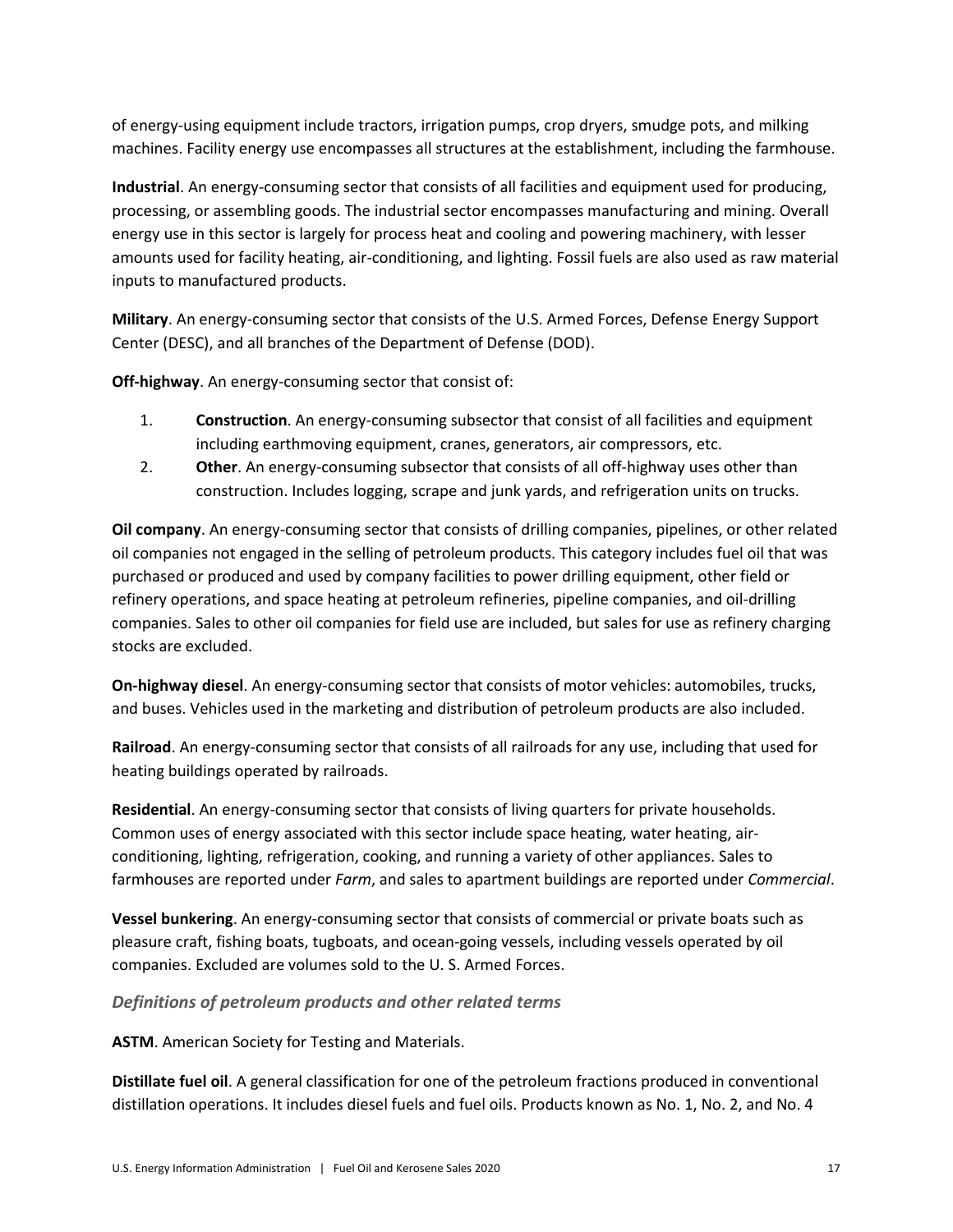of energy-using equipment include tractors, irrigation pumps, crop dryers, smudge pots, and milking machines. Facility energy use encompasses all structures at the establishment, including the farmhouse.

**Industrial**. An energy-consuming sector that consists of all facilities and equipment used for producing, processing, or assembling goods. The industrial sector encompasses manufacturing and mining. Overall energy use in this sector is largely for process heat and cooling and powering machinery, with lesser amounts used for facility heating, air-conditioning, and lighting. Fossil fuels are also used as raw material inputs to manufactured products.

**Military**. An energy-consuming sector that consists of the U.S. Armed Forces, Defense Energy Support Center (DESC), and all branches of the Department of Defense (DOD).

**Off-highway**. An energy-consuming sector that consist of:

1. **Construction**. An energy-consuming subsector that consist of all facilities and equipment including earthmoving equipment, cranes, generators, air compressors, etc.
2. **Other**. An energy-consuming subsector that consists of all off-highway uses other than construction. Includes logging, scrape and junk yards, and refrigeration units on trucks.

**Oil company**. An energy-consuming sector that consists of drilling companies, pipelines, or other related oil companies not engaged in the selling of petroleum products. This category includes fuel oil that was purchased or produced and used by company facilities to power drilling equipment, other field or refinery operations, and space heating at petroleum refineries, pipeline companies, and oil-drilling companies. Sales to other oil companies for field use are included, but sales for use as refinery charging stocks are excluded.

**On-highway diesel**. An energy-consuming sector that consists of motor vehicles: automobiles, trucks, and buses. Vehicles used in the marketing and distribution of petroleum products are also included.

**Railroad**. An energy-consuming sector that consists of all railroads for any use, including that used for heating buildings operated by railroads.

**Residential**. An energy-consuming sector that consists of living quarters for private households. Common uses of energy associated with this sector include space heating, water heating, air-conditioning, lighting, refrigeration, cooking, and running a variety of other appliances. Sales to farmhouses are reported under *Farm*, and sales to apartment buildings are reported under *Commercial*.

**Vessel bunkering**. An energy-consuming sector that consists of commercial or private boats such as pleasure craft, fishing boats, tugboats, and ocean-going vessels, including vessels operated by oil companies. Excluded are volumes sold to the U. S. Armed Forces.

### *Definitions of petroleum products and other related terms*

**ASTM**. American Society for Testing and Materials.

**Distillate fuel oil**. A general classification for one of the petroleum fractions produced in conventional distillation operations. It includes diesel fuels and fuel oils. Products known as No. 1, No. 2, and No. 4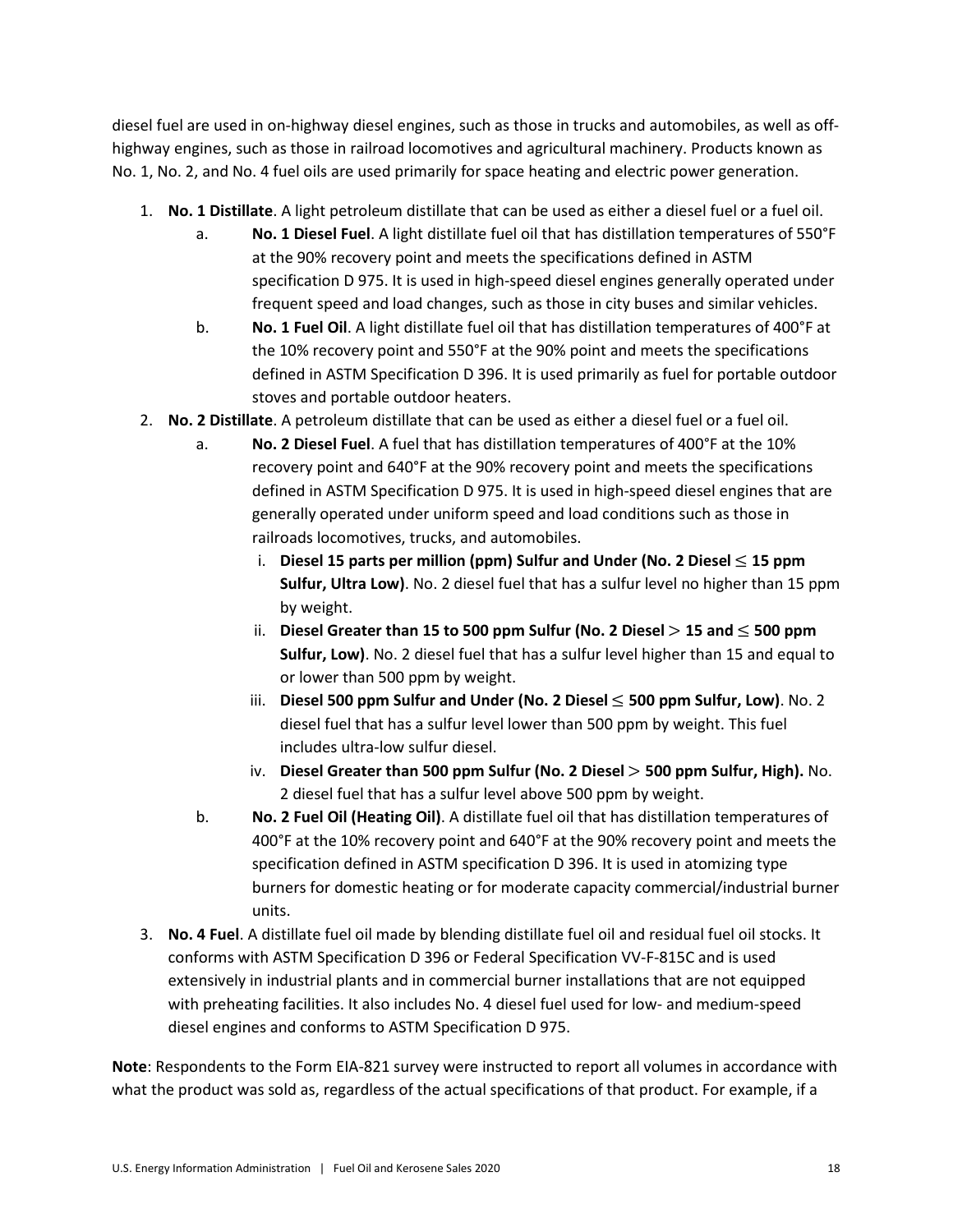diesel fuel are used in on-highway diesel engines, such as those in trucks and automobiles, as well as off-highway engines, such as those in railroad locomotives and agricultural machinery. Products known as No. 1, No. 2, and No. 4 fuel oils are used primarily for space heating and electric power generation.

1. **No. 1 Distillate**. A light petroleum distillate that can be used as either a diesel fuel or a fuel oil.
    a. **No. 1 Diesel Fuel**. A light distillate fuel oil that has distillation temperatures of 550°F at the 90% recovery point and meets the specifications defined in ASTM specification D 975. It is used in high-speed diesel engines generally operated under frequent speed and load changes, such as those in city buses and similar vehicles.
    b. **No. 1 Fuel Oil**. A light distillate fuel oil that has distillation temperatures of 400°F at the 10% recovery point and 550°F at the 90% point and meets the specifications defined in ASTM Specification D 396. It is used primarily as fuel for portable outdoor stoves and portable outdoor heaters.
2. **No. 2 Distillate**. A petroleum distillate that can be used as either a diesel fuel or a fuel oil.
    a. **No. 2 Diesel Fuel**. A fuel that has distillation temperatures of 400°F at the 10% recovery point and 640°F at the 90% recovery point and meets the specifications defined in ASTM Specification D 975. It is used in high-speed diesel engines that are generally operated under uniform speed and load conditions such as those in railroads locomotives, trucks, and automobiles.
        i. **Diesel 15 parts per million (ppm) Sulfur and Under (No. 2 Diesel ≤ 15 ppm Sulfur, Ultra Low)**. No. 2 diesel fuel that has a sulfur level no higher than 15 ppm by weight.
        ii. **Diesel Greater than 15 to 500 ppm Sulfur (No. 2 Diesel > 15 and ≤ 500 ppm Sulfur, Low)**. No. 2 diesel fuel that has a sulfur level higher than 15 and equal to or lower than 500 ppm by weight.
        iii. **Diesel 500 ppm Sulfur and Under (No. 2 Diesel ≤ 500 ppm Sulfur, Low)**. No. 2 diesel fuel that has a sulfur level lower than 500 ppm by weight. This fuel includes ultra-low sulfur diesel.
        iv. **Diesel Greater than 500 ppm Sulfur (No. 2 Diesel > 500 ppm Sulfur, High).** No. 2 diesel fuel that has a sulfur level above 500 ppm by weight.
    b. **No. 2 Fuel Oil (Heating Oil)**. A distillate fuel oil that has distillation temperatures of 400°F at the 10% recovery point and 640°F at the 90% recovery point and meets the specification defined in ASTM specification D 396. It is used in atomizing type burners for domestic heating or for moderate capacity commercial/industrial burner units.
3. **No. 4 Fuel**. A distillate fuel oil made by blending distillate fuel oil and residual fuel oil stocks. It conforms with ASTM Specification D 396 or Federal Specification VV-F-815C and is used extensively in industrial plants and in commercial burner installations that are not equipped with preheating facilities. It also includes No. 4 diesel fuel used for low- and medium-speed diesel engines and conforms to ASTM Specification D 975.

**Note**: Respondents to the Form EIA-821 survey were instructed to report all volumes in accordance with what the product was sold as, regardless of the actual specifications of that product. For example, if a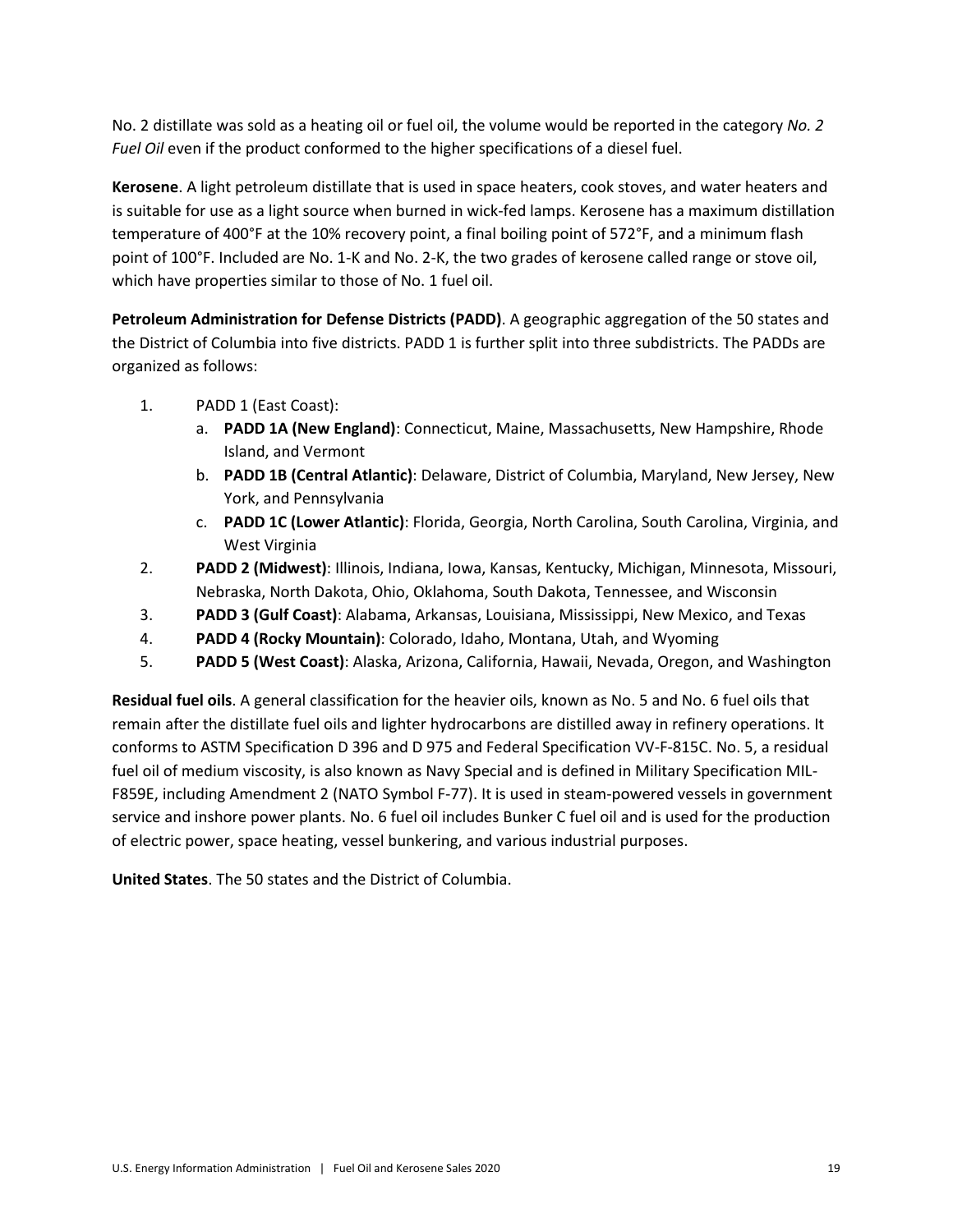No. 2 distillate was sold as a heating oil or fuel oil, the volume would be reported in the category *No. 2 Fuel Oil* even if the product conformed to the higher specifications of a diesel fuel.

**Kerosene**. A light petroleum distillate that is used in space heaters, cook stoves, and water heaters and is suitable for use as a light source when burned in wick-fed lamps. Kerosene has a maximum distillation temperature of 400°F at the 10% recovery point, a final boiling point of 572°F, and a minimum flash point of 100°F. Included are No. 1-K and No. 2-K, the two grades of kerosene called range or stove oil, which have properties similar to those of No. 1 fuel oil.

**Petroleum Administration for Defense Districts (PADD)**. A geographic aggregation of the 50 states and the District of Columbia into five districts. PADD 1 is further split into three subdistricts. The PADDs are organized as follows:

1. PADD 1 (East Coast):
   a. **PADD 1A (New England)**: Connecticut, Maine, Massachusetts, New Hampshire, Rhode Island, and Vermont
   b. **PADD 1B (Central Atlantic)**: Delaware, District of Columbia, Maryland, New Jersey, New York, and Pennsylvania
   c. **PADD 1C (Lower Atlantic)**: Florida, Georgia, North Carolina, South Carolina, Virginia, and West Virginia
2. **PADD 2 (Midwest)**: Illinois, Indiana, Iowa, Kansas, Kentucky, Michigan, Minnesota, Missouri, Nebraska, North Dakota, Ohio, Oklahoma, South Dakota, Tennessee, and Wisconsin
3. **PADD 3 (Gulf Coast)**: Alabama, Arkansas, Louisiana, Mississippi, New Mexico, and Texas
4. **PADD 4 (Rocky Mountain)**: Colorado, Idaho, Montana, Utah, and Wyoming
5. **PADD 5 (West Coast)**: Alaska, Arizona, California, Hawaii, Nevada, Oregon, and Washington

**Residual fuel oils**. A general classification for the heavier oils, known as No. 5 and No. 6 fuel oils that remain after the distillate fuel oils and lighter hydrocarbons are distilled away in refinery operations. It conforms to ASTM Specification D 396 and D 975 and Federal Specification VV-F-815C. No. 5, a residual fuel oil of medium viscosity, is also known as Navy Special and is defined in Military Specification MIL-F859E, including Amendment 2 (NATO Symbol F-77). It is used in steam-powered vessels in government service and inshore power plants. No. 6 fuel oil includes Bunker C fuel oil and is used for the production of electric power, space heating, vessel bunkering, and various industrial purposes.

**United States**. The 50 states and the District of Columbia.